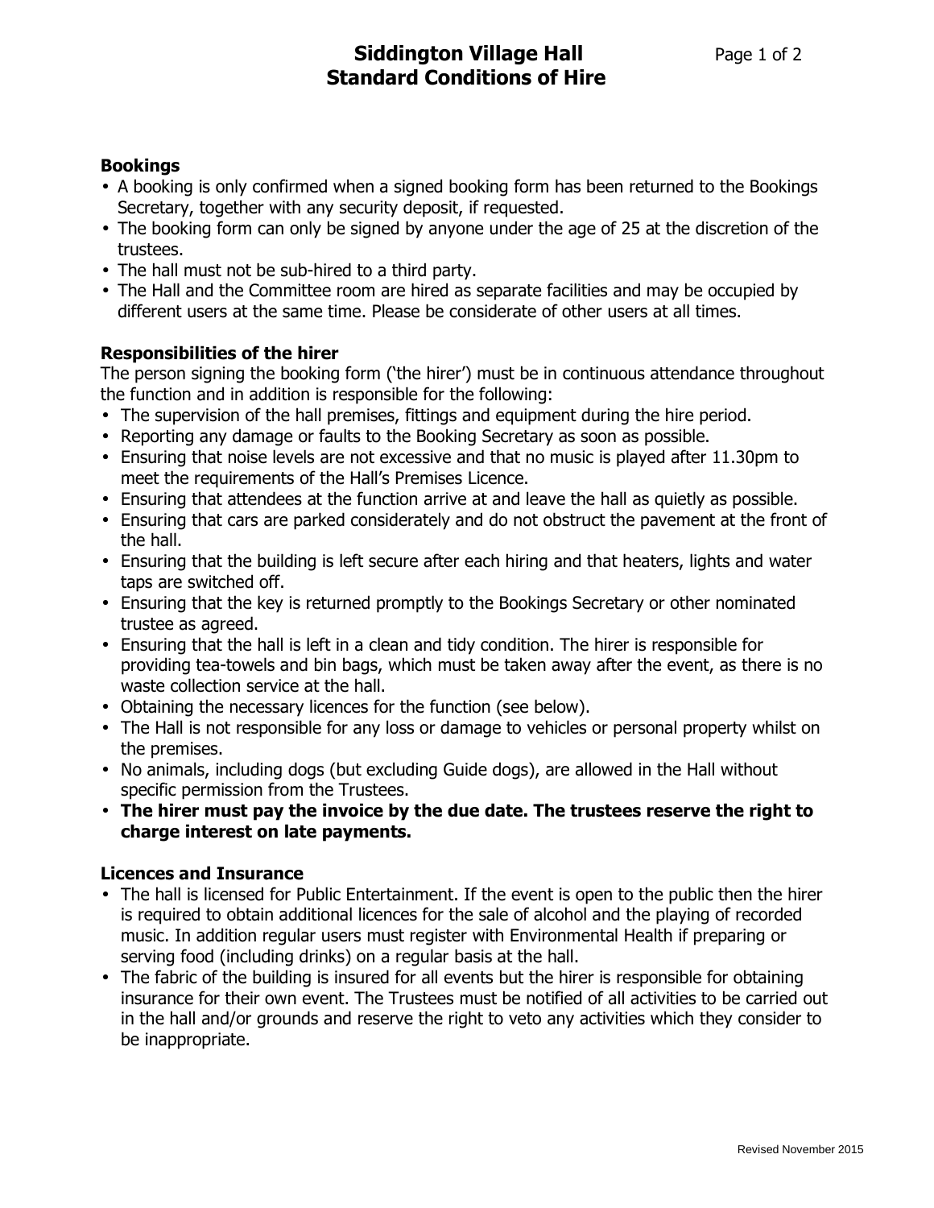# Siddington Village Hall
# Standard Conditions of Hire

## Bookings

- A booking is only confirmed when a signed booking form has been returned to the Bookings Secretary, together with any security deposit, if requested.
- The booking form can only be signed by anyone under the age of 25 at the discretion of the trustees.
- The hall must not be sub-hired to a third party.
- The Hall and the Committee room are hired as separate facilities and may be occupied by different users at the same time. Please be considerate of other users at all times.

## Responsibilities of the hirer

The person signing the booking form ('the hirer') must be in continuous attendance throughout the function and in addition is responsible for the following:

- The supervision of the hall premises, fittings and equipment during the hire period.
- Reporting any damage or faults to the Booking Secretary as soon as possible.
- Ensuring that noise levels are not excessive and that no music is played after 11.30pm to meet the requirements of the Hall's Premises Licence.
- Ensuring that attendees at the function arrive at and leave the hall as quietly as possible.
- Ensuring that cars are parked considerately and do not obstruct the pavement at the front of the hall.
- Ensuring that the building is left secure after each hiring and that heaters, lights and water taps are switched off.
- Ensuring that the key is returned promptly to the Bookings Secretary or other nominated trustee as agreed.
- Ensuring that the hall is left in a clean and tidy condition. The hirer is responsible for providing tea-towels and bin bags, which must be taken away after the event, as there is no waste collection service at the hall.
- Obtaining the necessary licences for the function (see below).
- The Hall is not responsible for any loss or damage to vehicles or personal property whilst on the premises.
- No animals, including dogs (but excluding Guide dogs), are allowed in the Hall without specific permission from the Trustees.
- **The hirer must pay the invoice by the due date. The trustees reserve the right to charge interest on late payments.**

## Licences and Insurance

- The hall is licensed for Public Entertainment. If the event is open to the public then the hirer is required to obtain additional licences for the sale of alcohol and the playing of recorded music. In addition regular users must register with Environmental Health if preparing or serving food (including drinks) on a regular basis at the hall.
- The fabric of the building is insured for all events but the hirer is responsible for obtaining insurance for their own event. The Trustees must be notified of all activities to be carried out in the hall and/or grounds and reserve the right to veto any activities which they consider to be inappropriate.

Revised November 2015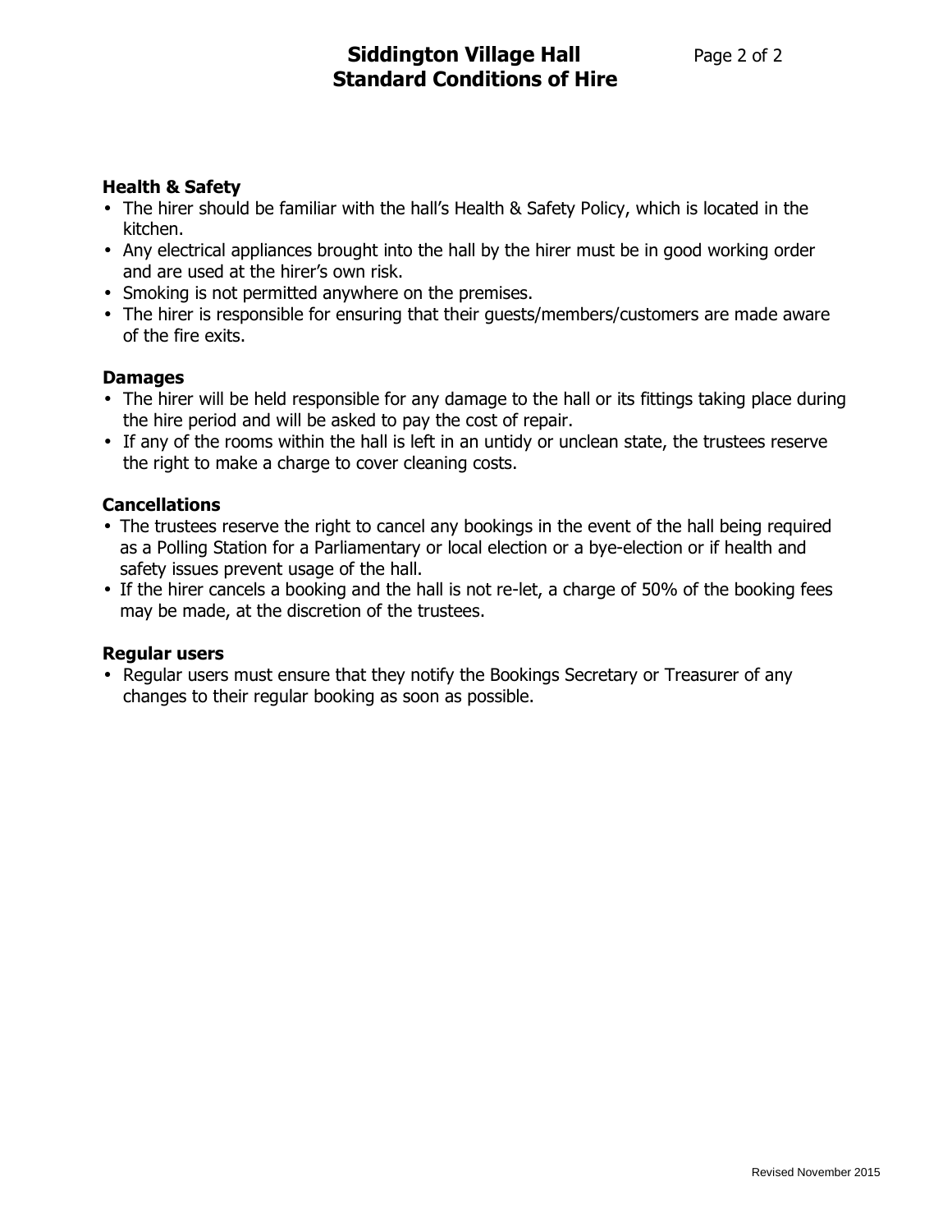### Health & Safety

- The hirer should be familiar with the hall's Health & Safety Policy, which is located in the kitchen.
- Any electrical appliances brought into the hall by the hirer must be in good working order and are used at the hirer's own risk.
- Smoking is not permitted anywhere on the premises.
- The hirer is responsible for ensuring that their guests/members/customers are made aware of the fire exits.

### Damages

- The hirer will be held responsible for any damage to the hall or its fittings taking place during the hire period and will be asked to pay the cost of repair.
- If any of the rooms within the hall is left in an untidy or unclean state, the trustees reserve the right to make a charge to cover cleaning costs.

### Cancellations

- The trustees reserve the right to cancel any bookings in the event of the hall being required as a Polling Station for a Parliamentary or local election or a bye-election or if health and safety issues prevent usage of the hall.
- If the hirer cancels a booking and the hall is not re-let, a charge of 50% of the booking fees may be made, at the discretion of the trustees.

### Regular users

- Regular users must ensure that they notify the Bookings Secretary or Treasurer of any changes to their regular booking as soon as possible.

Revised November 2015